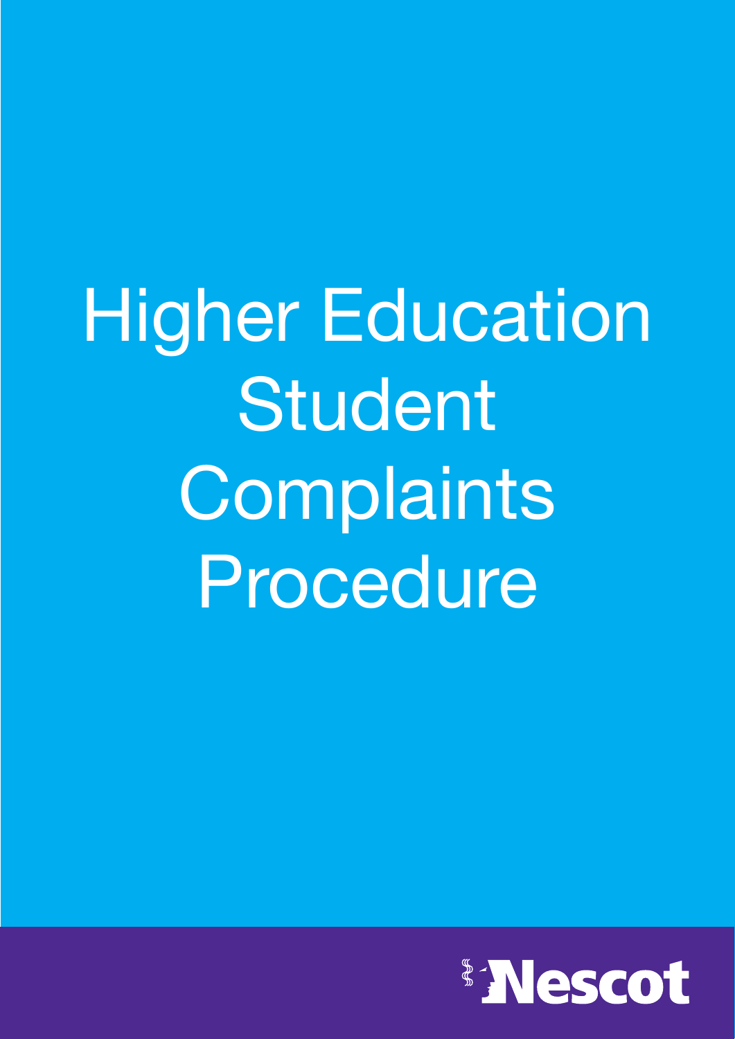# Higher Education Student Complaints Procedure

Nescot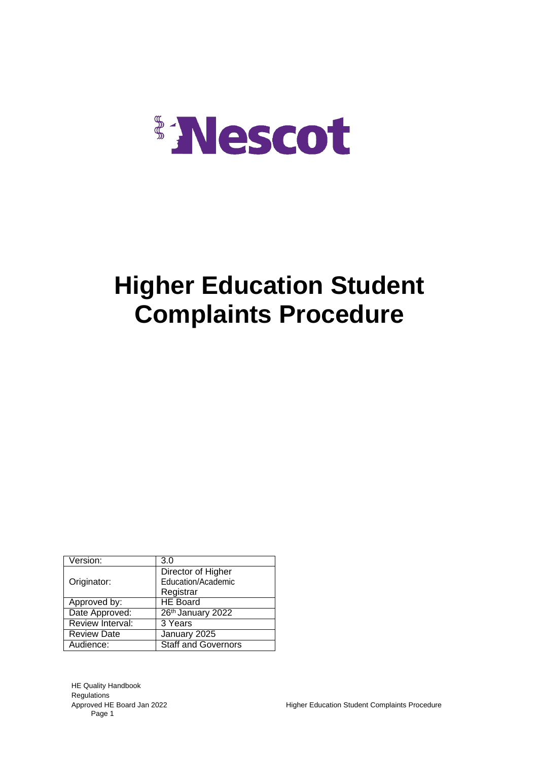# Higher Education Student Complaints Procedure

| Version: | 3.0 |
| --- | --- |
| Originator: | Director of Higher Education/Academic Registrar |
| Approved by: | HE Board |
| Date Approved: | 26th January 2022 |
| Review Interval: | 3 Years |
| Review Date | January 2025 |
| Audience: | Staff and Governors |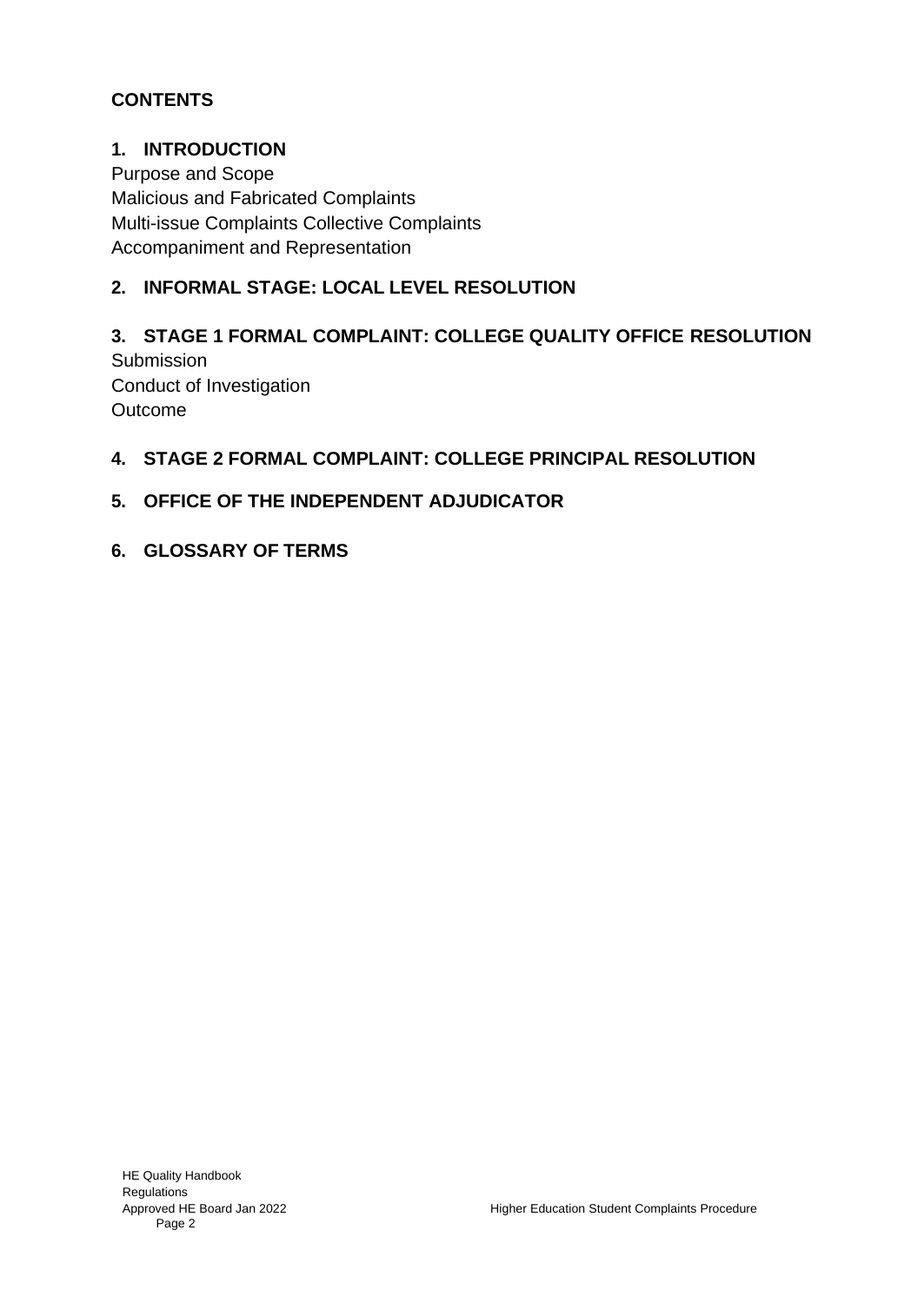## CONTENTS

### 1. INTRODUCTION

Purpose and Scope
Malicious and Fabricated Complaints
Multi-issue Complaints Collective Complaints
Accompaniment and Representation

### 2. INFORMAL STAGE: LOCAL LEVEL RESOLUTION

### 3. STAGE 1 FORMAL COMPLAINT: COLLEGE QUALITY OFFICE RESOLUTION

Submission
Conduct of Investigation
Outcome

### 4. STAGE 2 FORMAL COMPLAINT: COLLEGE PRINCIPAL RESOLUTION

### 5. OFFICE OF THE INDEPENDENT ADJUDICATOR

### 6. GLOSSARY OF TERMS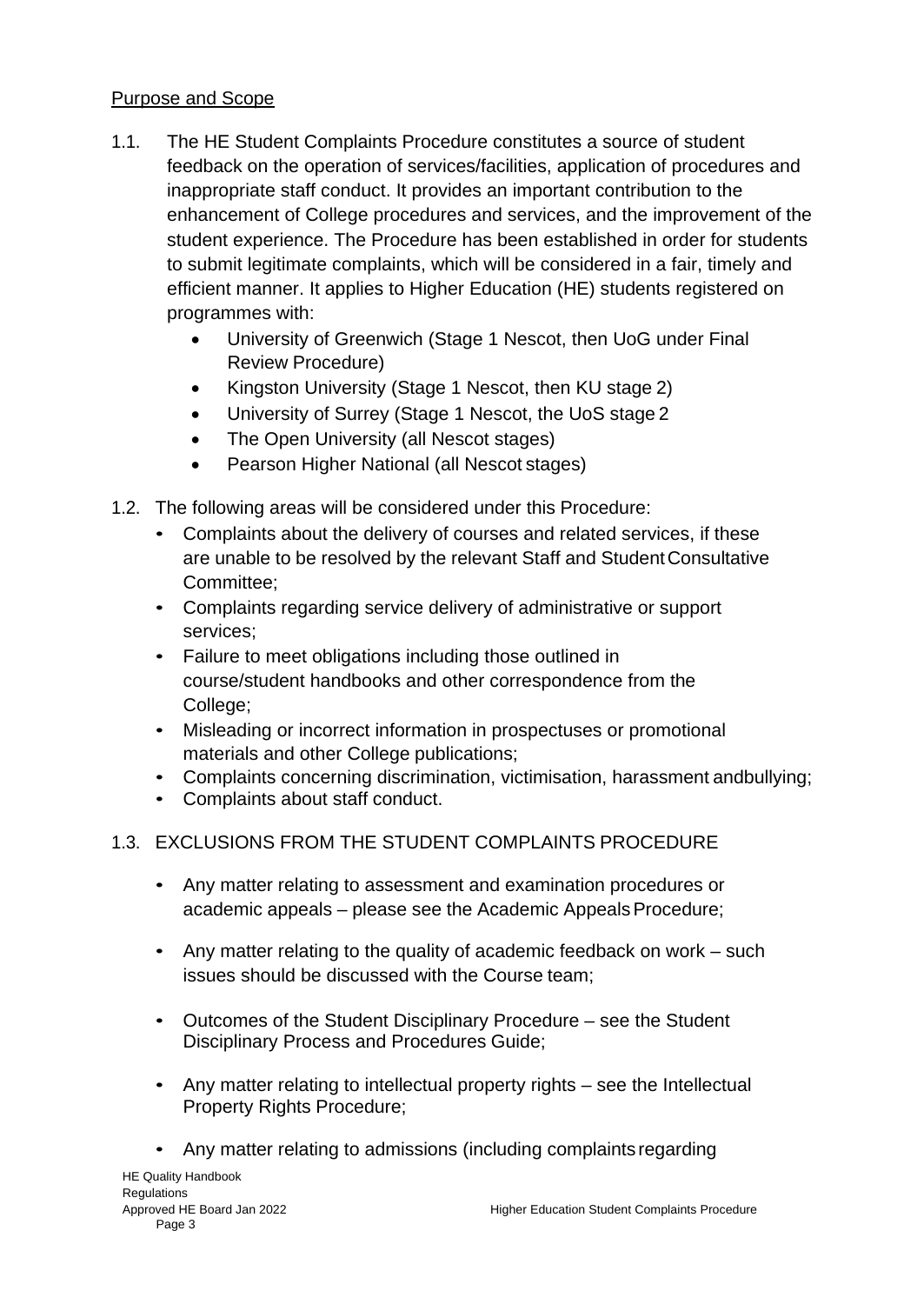## Purpose and Scope

1.1. The HE Student Complaints Procedure constitutes a source of student feedback on the operation of services/facilities, application of procedures and inappropriate staff conduct. It provides an important contribution to the enhancement of College procedures and services, and the improvement of the student experience. The Procedure has been established in order for students to submit legitimate complaints, which will be considered in a fair, timely and efficient manner. It applies to Higher Education (HE) students registered on programmes with:

- University of Greenwich (Stage 1 Nescot, then UoG under Final Review Procedure)
- Kingston University (Stage 1 Nescot, then KU stage 2)
- University of Surrey (Stage 1 Nescot, the UoS stage 2
- The Open University (all Nescot stages)
- Pearson Higher National (all Nescot stages)

1.2. The following areas will be considered under this Procedure:

- Complaints about the delivery of courses and related services, if these are unable to be resolved by the relevant Staff and Student Consultative Committee;
- Complaints regarding service delivery of administrative or support services;
- Failure to meet obligations including those outlined in course/student handbooks and other correspondence from the College;
- Misleading or incorrect information in prospectuses or promotional materials and other College publications;
- Complaints concerning discrimination, victimisation, harassment andbullying;
- Complaints about staff conduct.

1.3. EXCLUSIONS FROM THE STUDENT COMPLAINTS PROCEDURE

- Any matter relating to assessment and examination procedures or academic appeals – please see the Academic Appeals Procedure;
- Any matter relating to the quality of academic feedback on work – such issues should be discussed with the Course team;
- Outcomes of the Student Disciplinary Procedure – see the Student Disciplinary Process and Procedures Guide;
- Any matter relating to intellectual property rights – see the Intellectual Property Rights Procedure;
- Any matter relating to admissions (including complaints regarding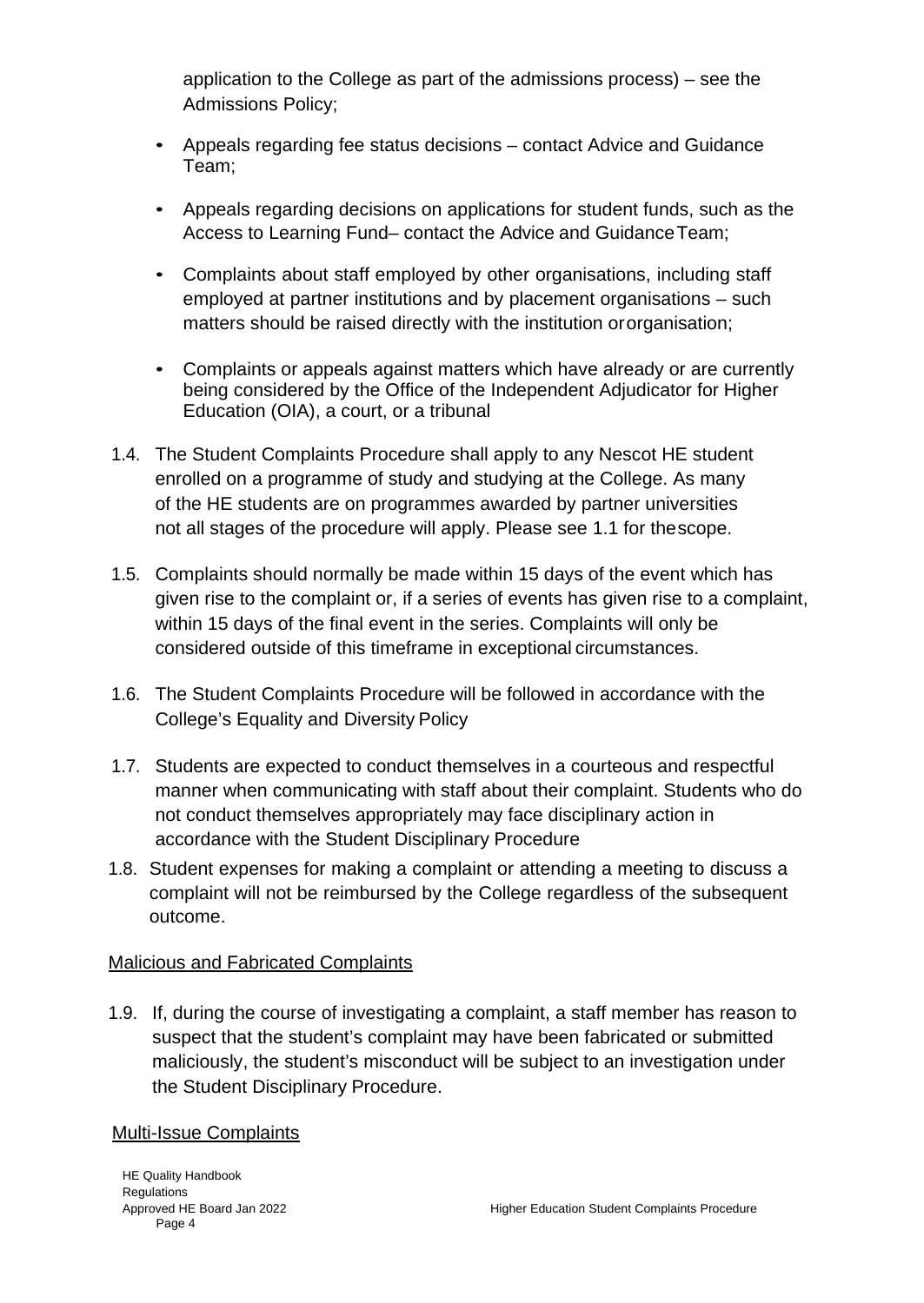application to the College as part of the admissions process) – see the Admissions Policy;

- Appeals regarding fee status decisions – contact Advice and Guidance Team;
- Appeals regarding decisions on applications for student funds, such as the Access to Learning Fund– contact the Advice and Guidance Team;
- Complaints about staff employed by other organisations, including staff employed at partner institutions and by placement organisations – such matters should be raised directly with the institution or organisation;
- Complaints or appeals against matters which have already or are currently being considered by the Office of the Independent Adjudicator for Higher Education (OIA), a court, or a tribunal

1.4. The Student Complaints Procedure shall apply to any Nescot HE student enrolled on a programme of study and studying at the College. As many of the HE students are on programmes awarded by partner universities not all stages of the procedure will apply. Please see 1.1 for the scope.

1.5. Complaints should normally be made within 15 days of the event which has given rise to the complaint or, if a series of events has given rise to a complaint, within 15 days of the final event in the series. Complaints will only be considered outside of this timeframe in exceptional circumstances.

1.6. The Student Complaints Procedure will be followed in accordance with the College's Equality and Diversity Policy

1.7. Students are expected to conduct themselves in a courteous and respectful manner when communicating with staff about their complaint. Students who do not conduct themselves appropriately may face disciplinary action in accordance with the Student Disciplinary Procedure

1.8. Student expenses for making a complaint or attending a meeting to discuss a complaint will not be reimbursed by the College regardless of the subsequent outcome.

## Malicious and Fabricated Complaints

1.9. If, during the course of investigating a complaint, a staff member has reason to suspect that the student's complaint may have been fabricated or submitted maliciously, the student's misconduct will be subject to an investigation under the Student Disciplinary Procedure.

## Multi-Issue Complaints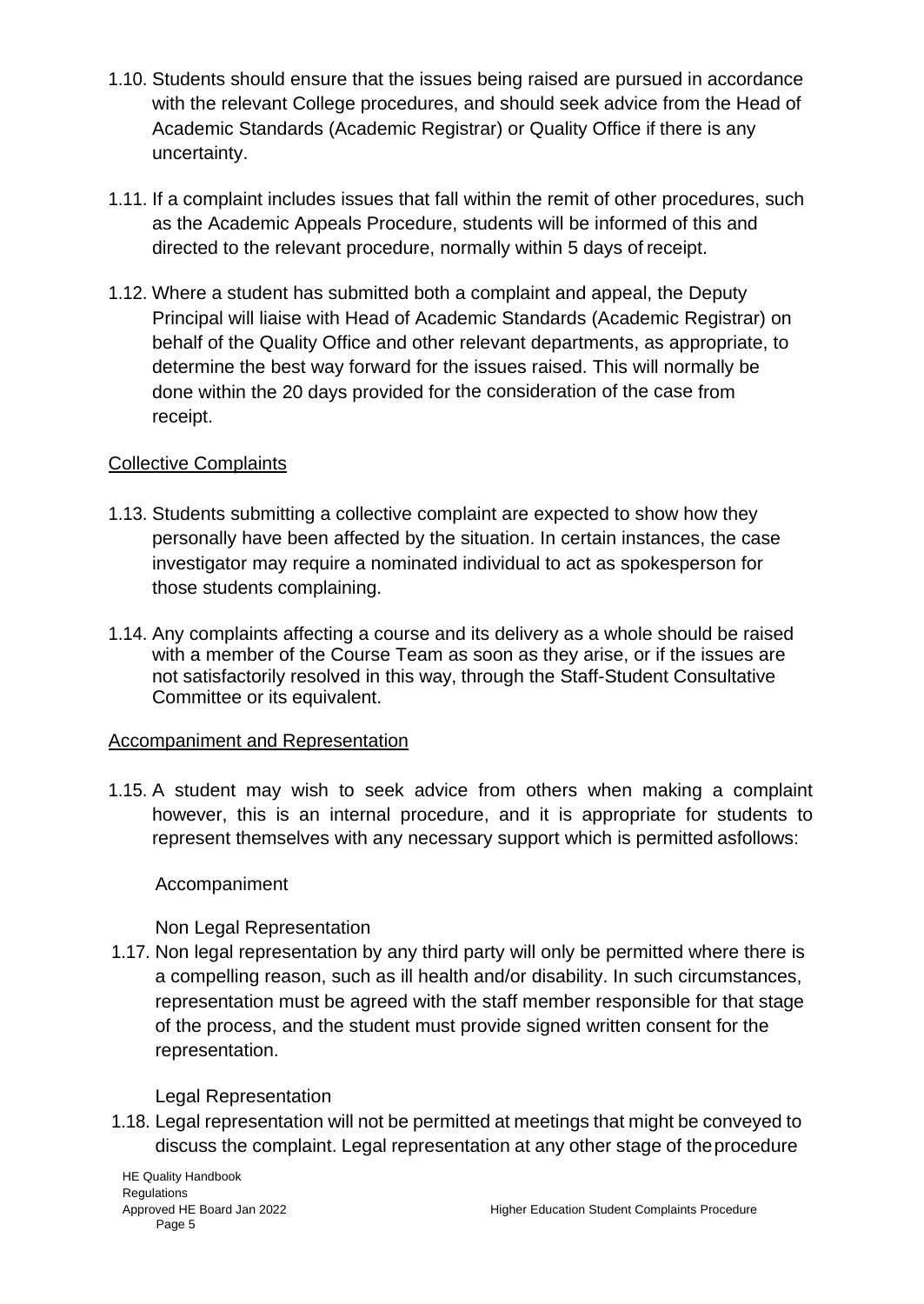1.10. Students should ensure that the issues being raised are pursued in accordance with the relevant College procedures, and should seek advice from the Head of Academic Standards (Academic Registrar) or Quality Office if there is any uncertainty.

1.11. If a complaint includes issues that fall within the remit of other procedures, such as the Academic Appeals Procedure, students will be informed of this and directed to the relevant procedure, normally within 5 days of receipt.

1.12. Where a student has submitted both a complaint and appeal, the Deputy Principal will liaise with Head of Academic Standards (Academic Registrar) on behalf of the Quality Office and other relevant departments, as appropriate, to determine the best way forward for the issues raised. This will normally be done within the 20 days provided for the consideration of the case from receipt.

<u>Collective Complaints</u>

1.13. Students submitting a collective complaint are expected to show how they personally have been affected by the situation. In certain instances, the case investigator may require a nominated individual to act as spokesperson for those students complaining.

1.14. Any complaints affecting a course and its delivery as a whole should be raised with a member of the Course Team as soon as they arise, or if the issues are not satisfactorily resolved in this way, through the Staff-Student Consultative Committee or its equivalent.

<u>Accompaniment and Representation</u>

1.15. A student may wish to seek advice from others when making a complaint however, this is an internal procedure, and it is appropriate for students to represent themselves with any necessary support which is permitted asfollows:

Accompaniment

Non Legal Representation

1.17. Non legal representation by any third party will only be permitted where there is a compelling reason, such as ill health and/or disability. In such circumstances, representation must be agreed with the staff member responsible for that stage of the process, and the student must provide signed written consent for the representation.

Legal Representation

1.18. Legal representation will not be permitted at meetings that might be conveyed to discuss the complaint. Legal representation at any other stage of theprocedure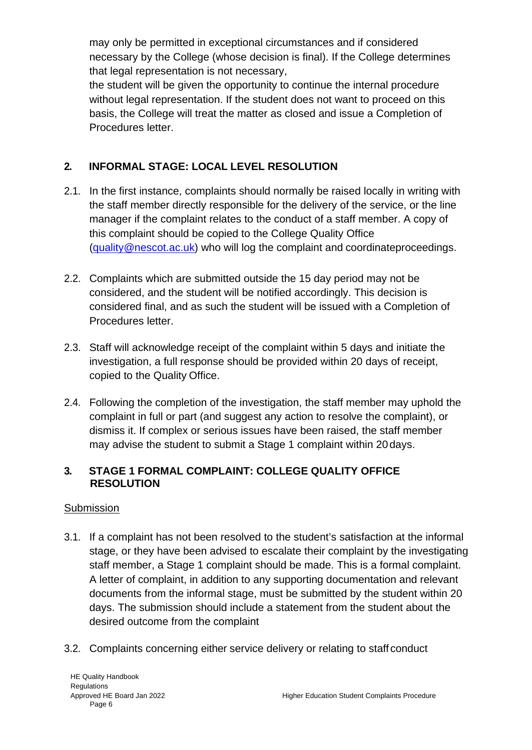may only be permitted in exceptional circumstances and if considered necessary by the College (whose decision is final). If the College determines that legal representation is not necessary,
the student will be given the opportunity to continue the internal procedure without legal representation. If the student does not want to proceed on this basis, the College will treat the matter as closed and issue a Completion of Procedures letter.

## 2. INFORMAL STAGE: LOCAL LEVEL RESOLUTION

2.1. In the first instance, complaints should normally be raised locally in writing with the staff member directly responsible for the delivery of the service, or the line manager if the complaint relates to the conduct of a staff member. A copy of this complaint should be copied to the College Quality Office (quality@nescot.ac.uk) who will log the complaint and coordinateproceedings.

2.2. Complaints which are submitted outside the 15 day period may not be considered, and the student will be notified accordingly. This decision is considered final, and as such the student will be issued with a Completion of Procedures letter.

2.3. Staff will acknowledge receipt of the complaint within 5 days and initiate the investigation, a full response should be provided within 20 days of receipt, copied to the Quality Office.

2.4. Following the completion of the investigation, the staff member may uphold the complaint in full or part (and suggest any action to resolve the complaint), or dismiss it. If complex or serious issues have been raised, the staff member may advise the student to submit a Stage 1 complaint within 20 days.

## 3. STAGE 1 FORMAL COMPLAINT: COLLEGE QUALITY OFFICE RESOLUTION

Submission

3.1. If a complaint has not been resolved to the student's satisfaction at the informal stage, or they have been advised to escalate their complaint by the investigating staff member, a Stage 1 complaint should be made. This is a formal complaint. A letter of complaint, in addition to any supporting documentation and relevant documents from the informal stage, must be submitted by the student within 20 days. The submission should include a statement from the student about the desired outcome from the complaint

3.2. Complaints concerning either service delivery or relating to staff conduct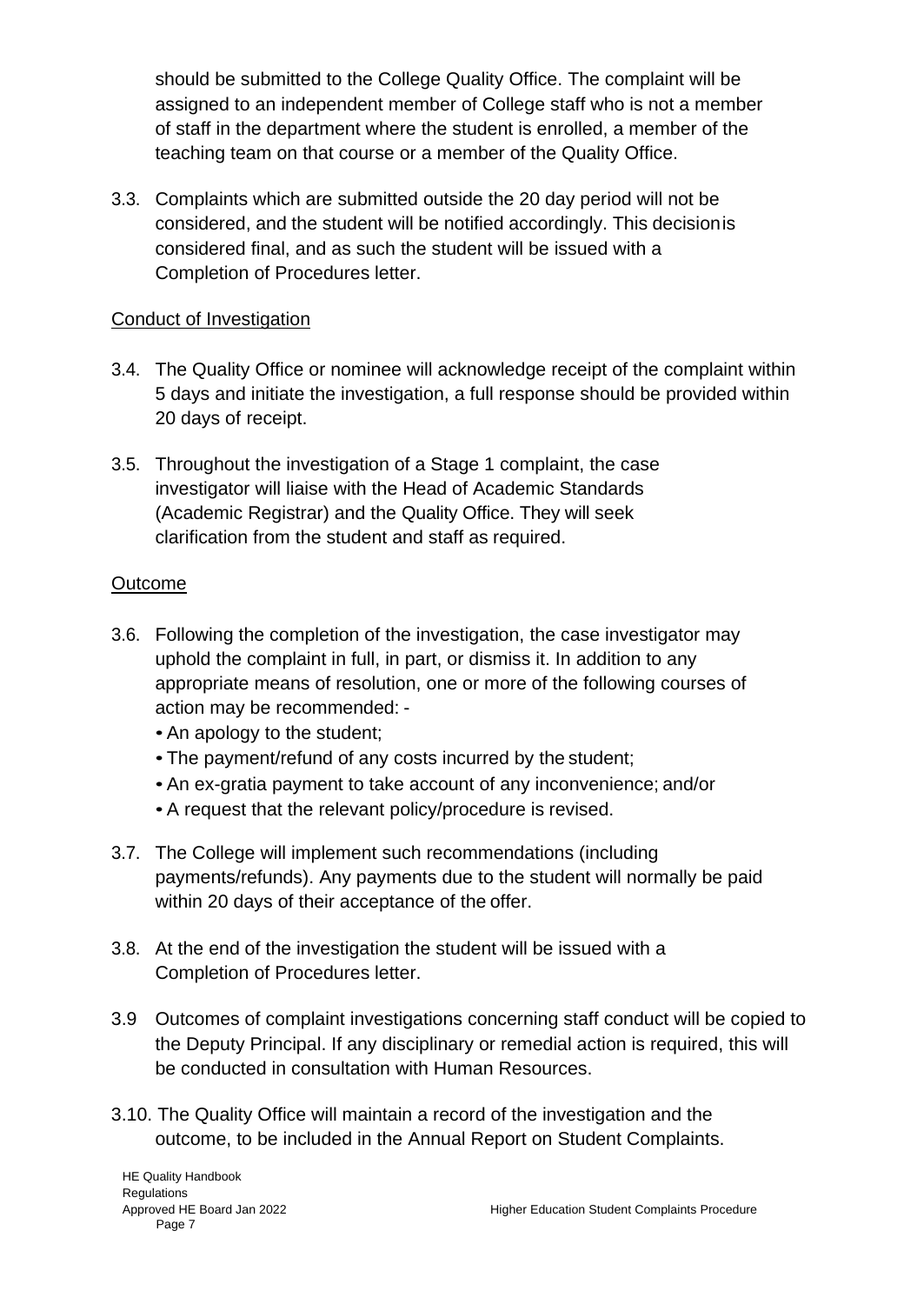should be submitted to the College Quality Office. The complaint will be assigned to an independent member of College staff who is not a member of staff in the department where the student is enrolled, a member of the teaching team on that course or a member of the Quality Office.

3.3. Complaints which are submitted outside the 20 day period will not be considered, and the student will be notified accordingly. This decision is considered final, and as such the student will be issued with a Completion of Procedures letter.

<u>Conduct of Investigation</u>

3.4. The Quality Office or nominee will acknowledge receipt of the complaint within 5 days and initiate the investigation, a full response should be provided within 20 days of receipt.

3.5. Throughout the investigation of a Stage 1 complaint, the case investigator will liaise with the Head of Academic Standards (Academic Registrar) and the Quality Office. They will seek clarification from the student and staff as required.

<u>Outcome</u>

3.6. Following the completion of the investigation, the case investigator may uphold the complaint in full, in part, or dismiss it. In addition to any appropriate means of resolution, one or more of the following courses of action may be recommended: -
- An apology to the student;
- The payment/refund of any costs incurred by the student;
- An ex-gratia payment to take account of any inconvenience; and/or
- A request that the relevant policy/procedure is revised.

3.7. The College will implement such recommendations (including payments/refunds). Any payments due to the student will normally be paid within 20 days of their acceptance of the offer.

3.8. At the end of the investigation the student will be issued with a Completion of Procedures letter.

3.9 Outcomes of complaint investigations concerning staff conduct will be copied to the Deputy Principal. If any disciplinary or remedial action is required, this will be conducted in consultation with Human Resources.

3.10. The Quality Office will maintain a record of the investigation and the outcome, to be included in the Annual Report on Student Complaints.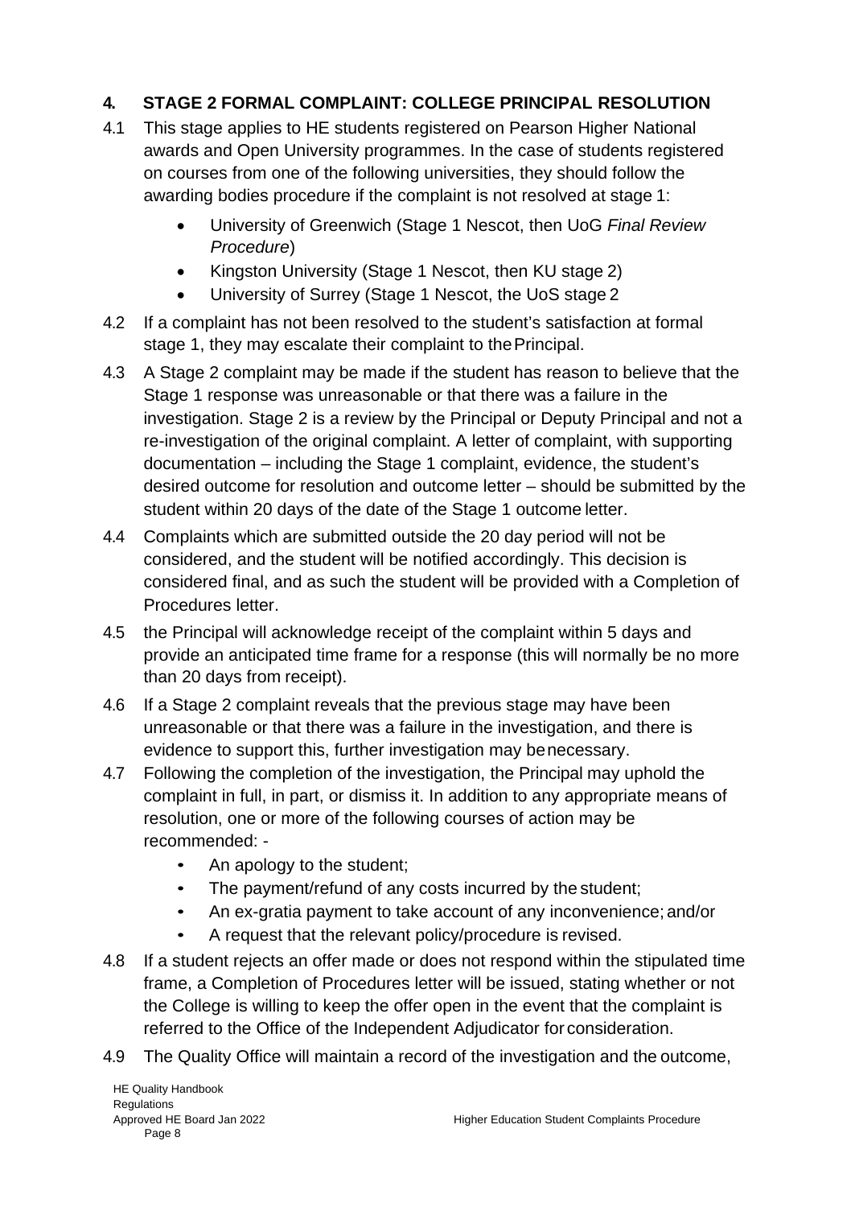## 4. STAGE 2 FORMAL COMPLAINT: COLLEGE PRINCIPAL RESOLUTION

4.1 This stage applies to HE students registered on Pearson Higher National awards and Open University programmes. In the case of students registered on courses from one of the following universities, they should follow the awarding bodies procedure if the complaint is not resolved at stage 1:

- University of Greenwich (Stage 1 Nescot, then UoG *Final Review Procedure*)
- Kingston University (Stage 1 Nescot, then KU stage 2)
- University of Surrey (Stage 1 Nescot, the UoS stage 2

4.2 If a complaint has not been resolved to the student's satisfaction at formal stage 1, they may escalate their complaint to the Principal.

4.3 A Stage 2 complaint may be made if the student has reason to believe that the Stage 1 response was unreasonable or that there was a failure in the investigation. Stage 2 is a review by the Principal or Deputy Principal and not a re-investigation of the original complaint. A letter of complaint, with supporting documentation – including the Stage 1 complaint, evidence, the student's desired outcome for resolution and outcome letter – should be submitted by the student within 20 days of the date of the Stage 1 outcome letter.

4.4 Complaints which are submitted outside the 20 day period will not be considered, and the student will be notified accordingly. This decision is considered final, and as such the student will be provided with a Completion of Procedures letter.

4.5 the Principal will acknowledge receipt of the complaint within 5 days and provide an anticipated time frame for a response (this will normally be no more than 20 days from receipt).

4.6 If a Stage 2 complaint reveals that the previous stage may have been unreasonable or that there was a failure in the investigation, and there is evidence to support this, further investigation may be necessary.

4.7 Following the completion of the investigation, the Principal may uphold the complaint in full, in part, or dismiss it. In addition to any appropriate means of resolution, one or more of the following courses of action may be recommended: -

- An apology to the student;
- The payment/refund of any costs incurred by the student;
- An ex-gratia payment to take account of any inconvenience; and/or
- A request that the relevant policy/procedure is revised.

4.8 If a student rejects an offer made or does not respond within the stipulated time frame, a Completion of Procedures letter will be issued, stating whether or not the College is willing to keep the offer open in the event that the complaint is referred to the Office of the Independent Adjudicator for consideration.

4.9 The Quality Office will maintain a record of the investigation and the outcome,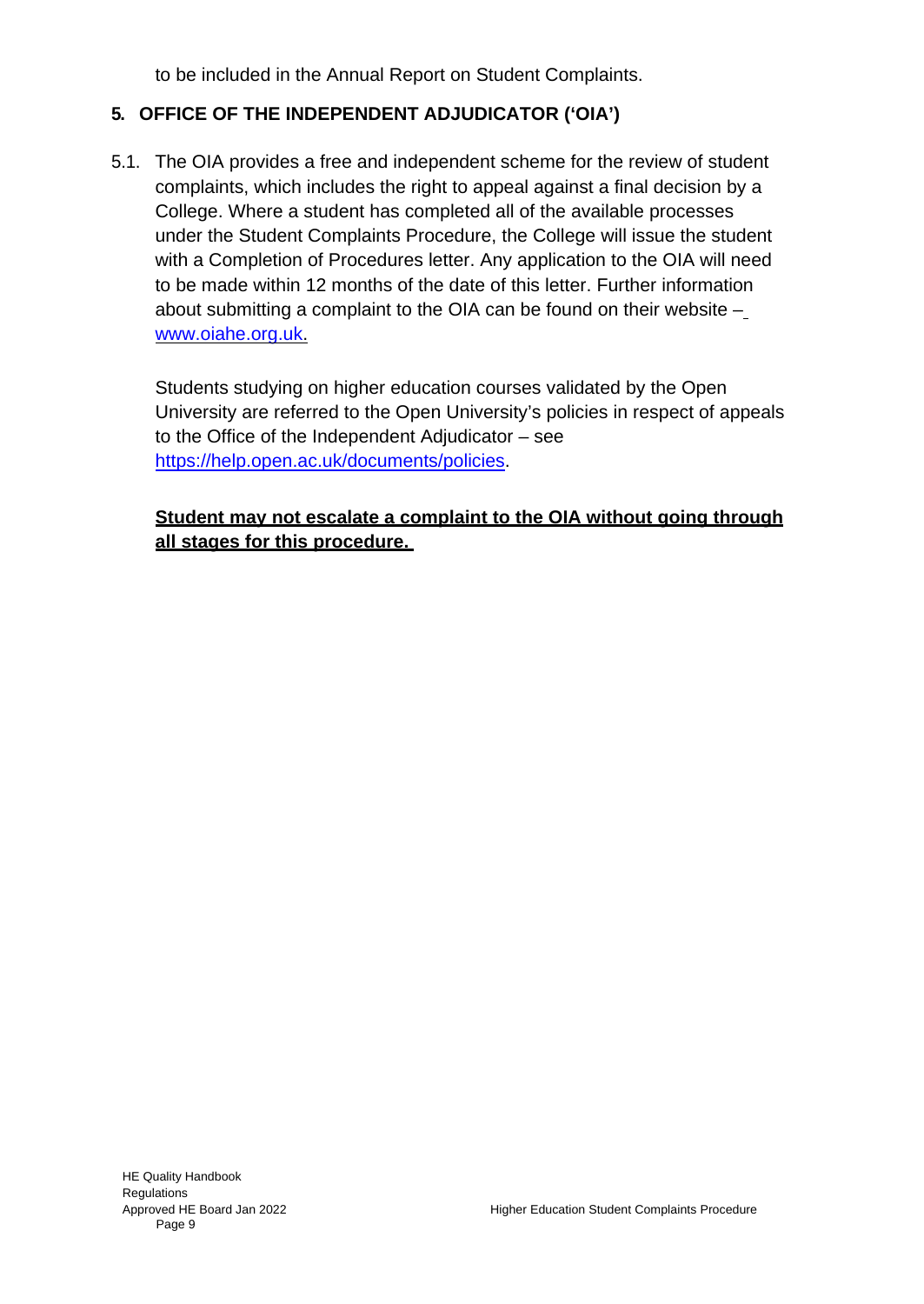to be included in the Annual Report on Student Complaints.

## 5. OFFICE OF THE INDEPENDENT ADJUDICATOR ('OIA')

5.1. The OIA provides a free and independent scheme for the review of student complaints, which includes the right to appeal against a final decision by a College. Where a student has completed all of the available processes under the Student Complaints Procedure, the College will issue the student with a Completion of Procedures letter. Any application to the OIA will need to be made within 12 months of the date of this letter. Further information about submitting a complaint to the OIA can be found on their website – www.oiahe.org.uk.

Students studying on higher education courses validated by the Open University are referred to the Open University's policies in respect of appeals to the Office of the Independent Adjudicator – see https://help.open.ac.uk/documents/policies.

**Student may not escalate a complaint to the OIA without going through all stages for this procedure.**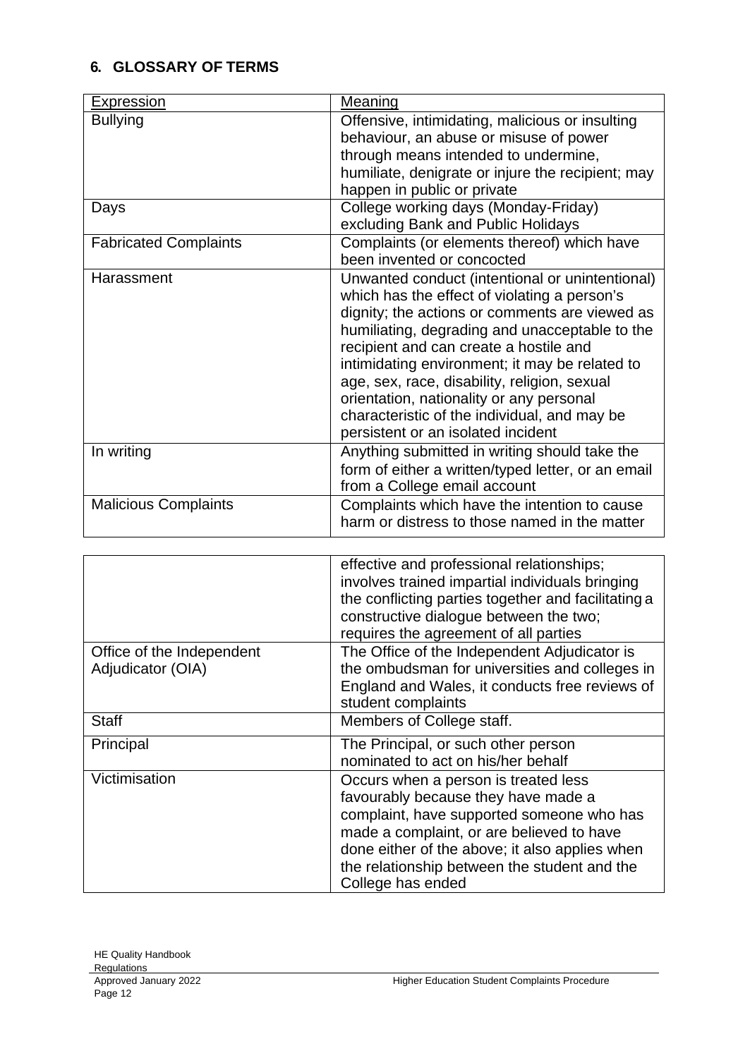## 6. GLOSSARY OF TERMS

| Expression | Meaning |
|---|---|
| Bullying | Offensive, intimidating, malicious or insulting behaviour, an abuse or misuse of power through means intended to undermine, humiliate, denigrate or injure the recipient; may happen in public or private |
| Days | College working days (Monday-Friday) excluding Bank and Public Holidays |
| Fabricated Complaints | Complaints (or elements thereof) which have been invented or concocted |
| Harassment | Unwanted conduct (intentional or unintentional) which has the effect of violating a person's dignity; the actions or comments are viewed as humiliating, degrading and unacceptable to the recipient and can create a hostile and intimidating environment; it may be related to age, sex, race, disability, religion, sexual orientation, nationality or any personal characteristic of the individual, and may be persistent or an isolated incident |
| In writing | Anything submitted in writing should take the form of either a written/typed letter, or an email from a College email account |
| Malicious Complaints | Complaints which have the intention to cause harm or distress to those named in the matter |
| | effective and professional relationships; involves trained impartial individuals bringing the conflicting parties together and facilitating a constructive dialogue between the two; requires the agreement of all parties |
| Office of the Independent Adjudicator (OIA) | The Office of the Independent Adjudicator is the ombudsman for universities and colleges in England and Wales, it conducts free reviews of student complaints |
| Staff | Members of College staff. |
| Principal | The Principal, or such other person nominated to act on his/her behalf |
| Victimisation | Occurs when a person is treated less favourably because they have made a complaint, have supported someone who has made a complaint, or are believed to have done either of the above; it also applies when the relationship between the student and the College has ended |